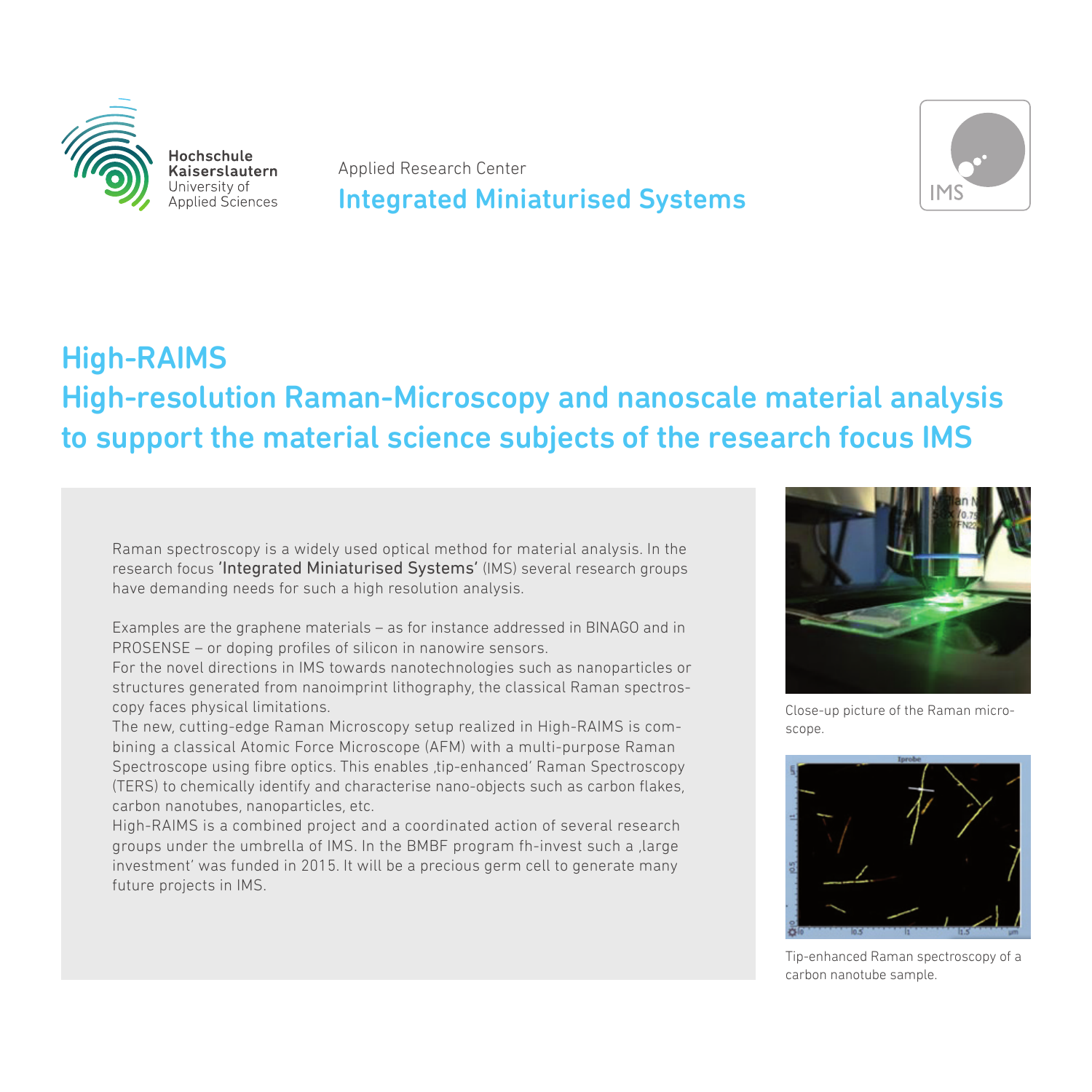Hochschule Kaiserslautern
University of Applied Sciences

Applied Research Center

**Integrated Miniaturised Systems**

IMS

# High-RAIMS

## High-resolution Raman-Microscopy and nanoscale material analysis to support the material science subjects of the research focus IMS

Raman spectroscopy is a widely used optical method for material analysis. In the research focus 'Integrated Miniaturised Systems' (IMS) several research groups have demanding needs for such a high resolution analysis.

Examples are the graphene materials – as for instance addressed in BINAGO and in PROSENSE – or doping profiles of silicon in nanowire sensors.
For the novel directions in IMS towards nanotechnologies such as nanoparticles or structures generated from nanoimprint lithography, the classical Raman spectroscopy faces physical limitations.
The new, cutting-edge Raman Microscopy setup realized in High-RAIMS is combining a classical Atomic Force Microscope (AFM) with a multi-purpose Raman Spectroscope using fibre optics. This enables ‚tip-enhanced' Raman Spectroscopy (TERS) to chemically identify and characterise nano-objects such as carbon flakes, carbon nanotubes, nanoparticles, etc.
High-RAIMS is a combined project and a coordinated action of several research groups under the umbrella of IMS. In the BMBF program fh-invest such a ‚large investment' was funded in 2015. It will be a precious germ cell to generate many future projects in IMS.

Close-up picture of the Raman microscope.

Tip-enhanced Raman spectroscopy of a carbon nanotube sample.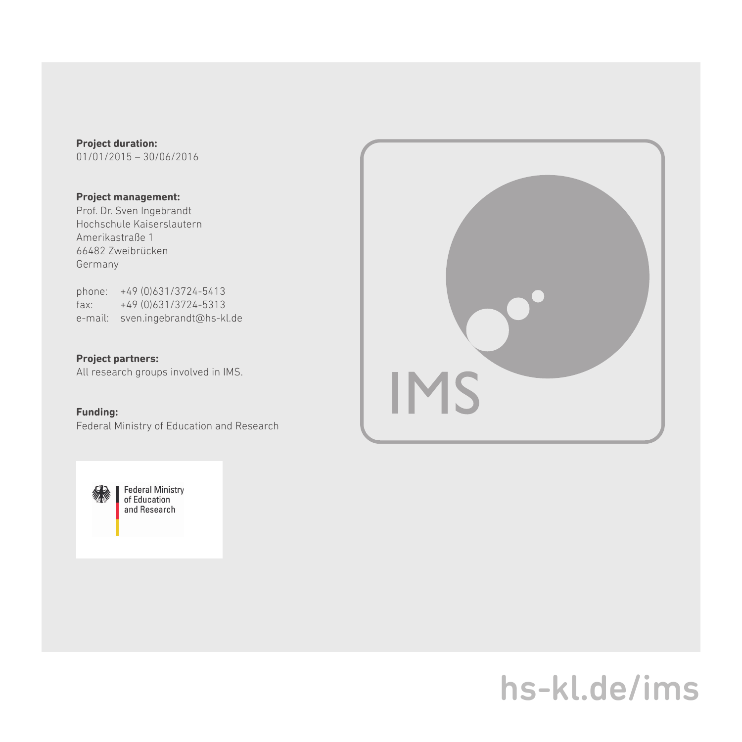**Project duration:**
01/01/2015 – 30/06/2016

**Project management:**
Prof. Dr. Sven Ingebrandt
Hochschule Kaiserslautern
Amerikastraße 1
66482 Zweibrücken
Germany

phone: +49 (0)631/3724-5413
fax: +49 (0)631/3724-5313
e-mail: sven.ingebrandt@hs-kl.de

**Project partners:**
All research groups involved in IMS.

**Funding:**
Federal Ministry of Education and Research

Federal Ministry of Education and Research

IMS

hs-kl.de/ims